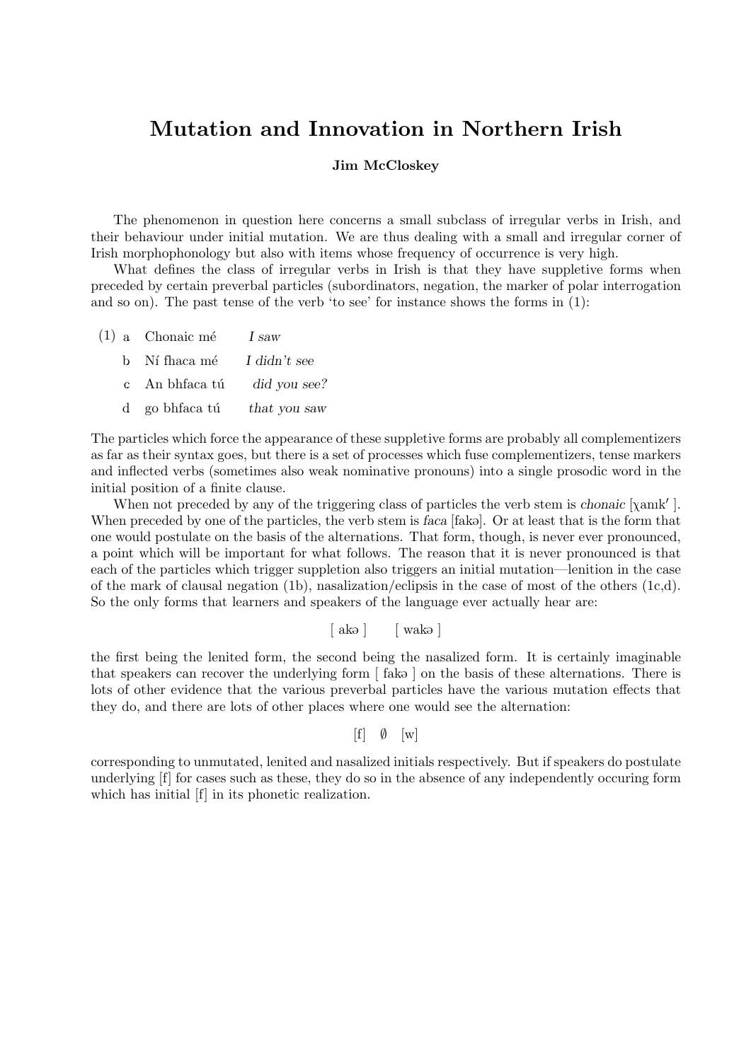# Mutation and Innovation in Northern Irish

**Jim McCloskey**

The phenomenon in question here concerns a small subclass of irregular verbs in Irish, and their behaviour under initial mutation. We are thus dealing with a small and irregular corner of Irish morphophonology but also with items whose frequency of occurrence is very high.

What defines the class of irregular verbs in Irish is that they have suppletive forms when preceded by certain preverbal particles (subordinators, negation, the marker of polar interrogation and so on). The past tense of the verb 'to see' for instance shows the forms in (1):

(1)
- a  Chonaic mé   *I saw*
- b  Ní fhaca mé   *I didn't see*
- c  An bhfaca tú   *did you see?*
- d  go bhfaca tú   *that you saw*

The particles which force the appearance of these suppletive forms are probably all complementizers as far as their syntax goes, but there is a set of processes which fuse complementizers, tense markers and inflected verbs (sometimes also weak nominative pronouns) into a single prosodic word in the initial position of a finite clause.

When not preceded by any of the triggering class of particles the verb stem is *chonaic* [χanɪkʹ ]. When preceded by one of the particles, the verb stem is *faca* [fakə]. Or at least that is the form that one would postulate on the basis of the alternations. That form, though, is never ever pronounced, a point which will be important for what follows. The reason that it is never pronounced is that each of the particles which trigger suppletion also triggers an initial mutation—lenition in the case of the mark of clausal negation (1b), nasalization/eclipsis in the case of most of the others (1c,d). So the only forms that learners and speakers of the language ever actually hear are:

[ akə ]    [ wakə ]

the first being the lenited form, the second being the nasalized form. It is certainly imaginable that speakers can recover the underlying form [ fakə ] on the basis of these alternations. There is lots of other evidence that the various preverbal particles have the various mutation effects that they do, and there are lots of other places where one would see the alternation:

[f]   ∅   [w]

corresponding to unmutated, lenited and nasalized initials respectively. But if speakers do postulate underlying [f] for cases such as these, they do so in the absence of any independently occuring form which has initial [f] in its phonetic realization.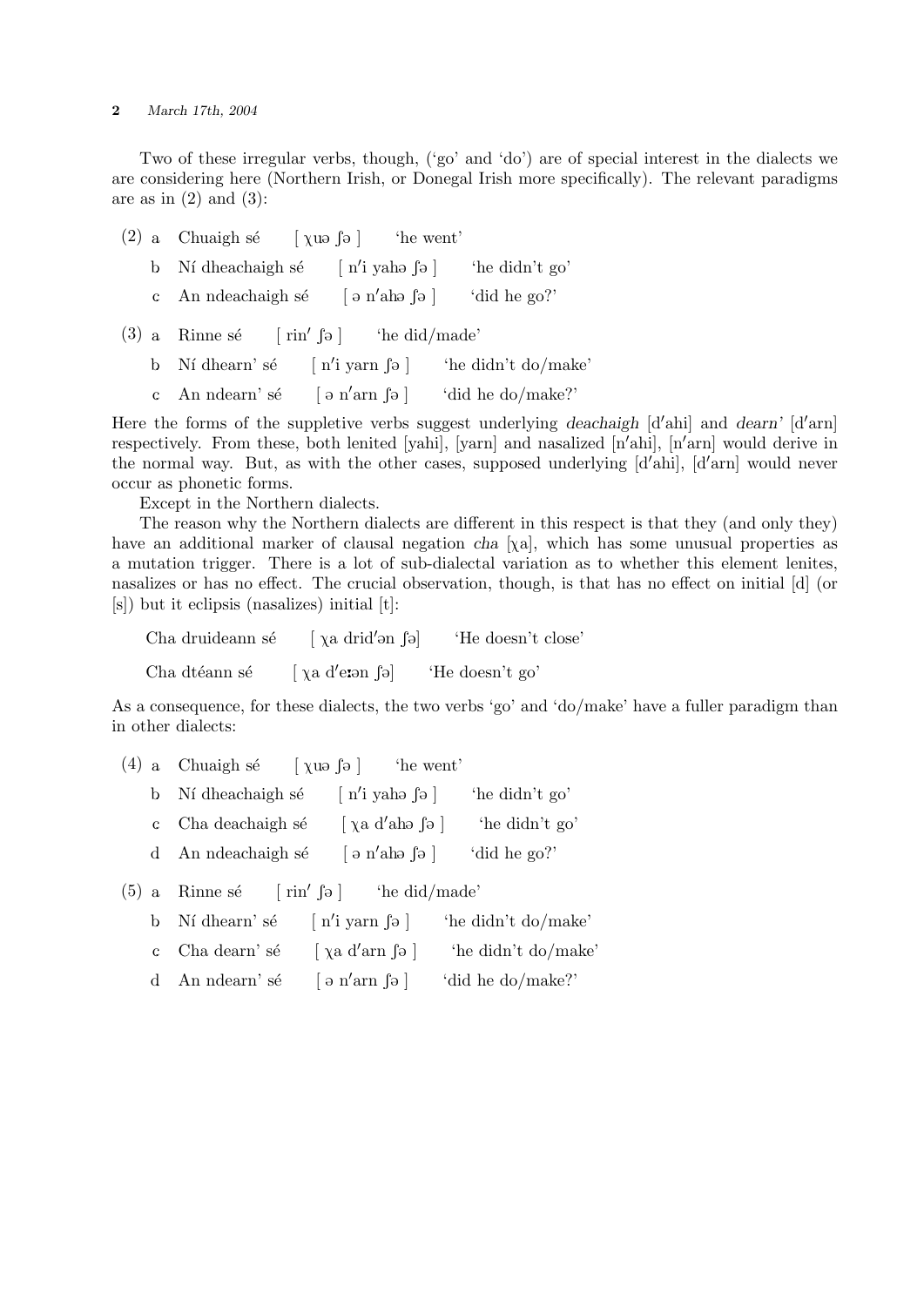Two of these irregular verbs, though, ('go' and 'do') are of special interest in the dialects we are considering here (Northern Irish, or Donegal Irish more specifically). The relevant paradigms are as in (2) and (3):

(2) a Chuaigh sé [ χuə ʃə ] 'he went'

  b Ní dheachaigh sé [ n′i yahə ʃə ] 'he didn't go'

  c An ndeachaigh sé [ ə n′ahə ʃə ] 'did he go?'

(3) a Rinne sé [ rin′ ʃə ] 'he did/made'

  b Ní dhearn' sé [ n′i yarn ʃə ] 'he didn't do/make'

  c An ndearn' sé [ ə n′arn ʃə ] 'did he do/make?'

Here the forms of the suppletive verbs suggest underlying *deachaigh* [d′ahi] and *dearn'* [d′arn] respectively. From these, both lenited [yahi], [yarn] and nasalized [n′ahi], [n′arn] would derive in the normal way. But, as with the other cases, supposed underlying [d′ahi], [d′arn] would never occur as phonetic forms.

Except in the Northern dialects.

The reason why the Northern dialects are different in this respect is that they (and only they) have an additional marker of clausal negation *cha* [χa], which has some unusual properties as a mutation trigger. There is a lot of sub-dialectal variation as to whether this element lenites, nasalizes or has no effect. The crucial observation, though, is that has no effect on initial [d] (or [s]) but it eclipsis (nasalizes) initial [t]:

Cha druideann sé [ χa drid′ən ʃə] 'He doesn't close'

Cha dtéann sé [ χa d′eːən ʃə] 'He doesn't go'

As a consequence, for these dialects, the two verbs 'go' and 'do/make' have a fuller paradigm than in other dialects:

(4) a Chuaigh sé [ χuə ʃə ] 'he went'

  b Ní dheachaigh sé [ n′i yahə ʃə ] 'he didn't go'

  c Cha deachaigh sé [ χa d′ahə ʃə ] 'he didn't go'

  d An ndeachaigh sé [ ə n′ahə ʃə ] 'did he go?'

(5) a Rinne sé [ rin′ ʃə ] 'he did/made'

  b Ní dhearn' sé [ n′i yarn ʃə ] 'he didn't do/make'

  c Cha dearn' sé [ χa d′arn ʃə ] 'he didn't do/make'

  d An ndearn' sé [ ə n′arn ʃə ] 'did he do/make?'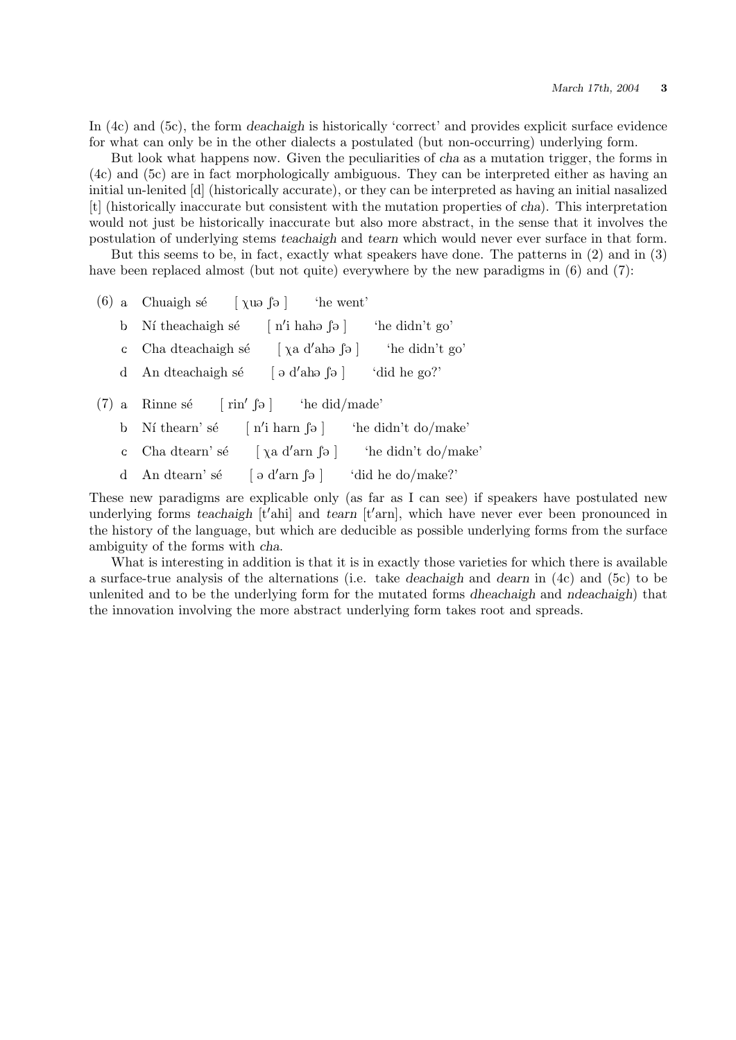In (4c) and (5c), the form *deachaigh* is historically 'correct' and provides explicit surface evidence for what can only be in the other dialects a postulated (but non-occurring) underlying form.

But look what happens now. Given the peculiarities of *cha* as a mutation trigger, the forms in (4c) and (5c) are in fact morphologically ambiguous. They can be interpreted either as having an initial un-lenited [d] (historically accurate), or they can be interpreted as having an initial nasalized [t] (historically inaccurate but consistent with the mutation properties of *cha*). This interpretation would not just be historically inaccurate but also more abstract, in the sense that it involves the postulation of underlying stems *teachaigh* and *tearn* which would never ever surface in that form.

But this seems to be, in fact, exactly what speakers have done. The patterns in (2) and in (3) have been replaced almost (but not quite) everywhere by the new paradigms in (6) and (7):

(6) a Chuaigh sé [ χuə ʃə ] 'he went'

b Ní theachaigh sé [ n′i hahə ʃə ] 'he didn't go'

c Cha dteachaigh sé [ χa d′ahə ʃə ] 'he didn't go'

d An dteachaigh sé [ ə d′ahə ʃə ] 'did he go?'

(7) a Rinne sé [ rin′ ʃə ] 'he did/made'

b Ní thearn' sé [ n′i harn ʃə ] 'he didn't do/make'

c Cha dtearn' sé [ χa d′arn ʃə ] 'he didn't do/make'

d An dtearn' sé [ ə d′arn ʃə ] 'did he do/make?'

These new paradigms are explicable only (as far as I can see) if speakers have postulated new underlying forms *teachaigh* [t′ahi] and *tearn* [t′arn], which have never ever been pronounced in the history of the language, but which are deducible as possible underlying forms from the surface ambiguity of the forms with *cha*.

What is interesting in addition is that it is in exactly those varieties for which there is available a surface-true analysis of the alternations (i.e. take *deachaigh* and *dearn* in (4c) and (5c) to be unlenited and to be the underlying form for the mutated forms *dheachaigh* and *ndeachaigh*) that the innovation involving the more abstract underlying form takes root and spreads.